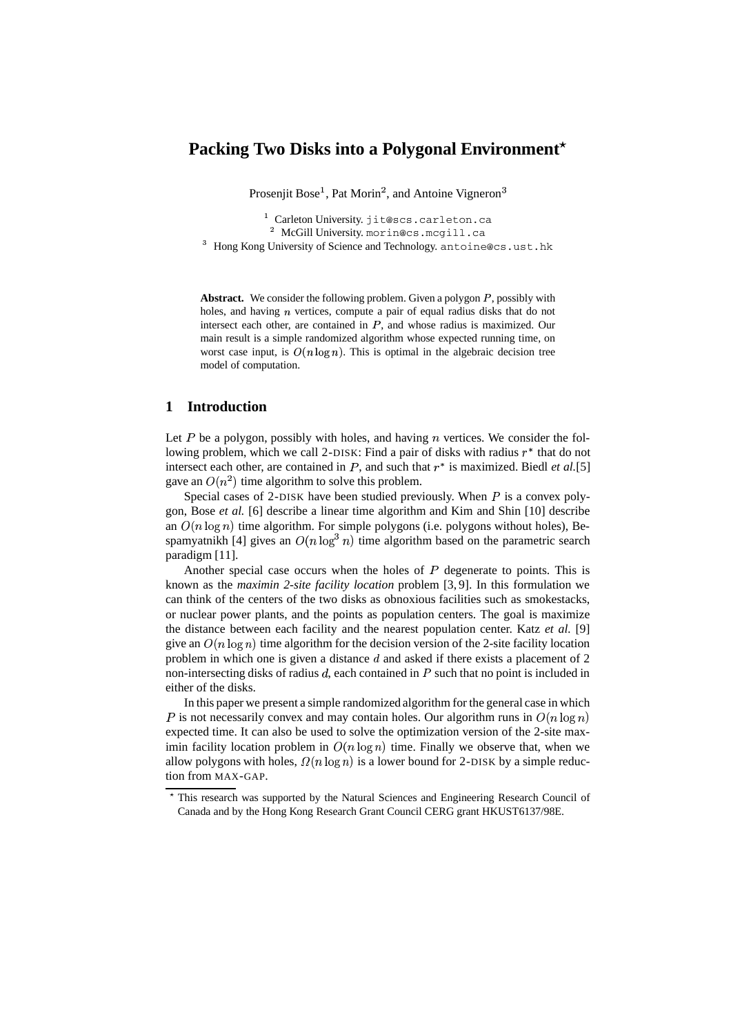# Packing Two Disks into a Polygonal Environment*

Prosenjit Bose[1], Pat Morin[2], and Antoine Vigneron[3]

[1] Carleton University. jit@scs.carleton.ca
[2] McGill University. morin@cs.mcgill.ca
[3] Hong Kong University of Science and Technology. antoine@cs.ust.hk

**Abstract.** We consider the following problem. Given a polygon $P$, possibly with holes, and having $n$ vertices, compute a pair of equal radius disks that do not intersect each other, are contained in $P$, and whose radius is maximized. Our main result is a simple randomized algorithm whose expected running time, on worst case input, is $O(n \log n)$. This is optimal in the algebraic decision tree model of computation.

## 1 Introduction

Let $P$ be a polygon, possibly with holes, and having $n$ vertices. We consider the following problem, which we call 2-DISK: Find a pair of disks with radius $r^*$ that do not intersect each other, are contained in $P$, and such that $r^*$ is maximized. Biedl *et al.*[5] gave an $O(n^2)$ time algorithm to solve this problem.

Special cases of 2-DISK have been studied previously. When $P$ is a convex polygon, Bose *et al.* [6] describe a linear time algorithm and Kim and Shin [10] describe an $O(n \log n)$ time algorithm. For simple polygons (i.e. polygons without holes), Bespamyatnikh [4] gives an $O(n \log^3 n)$ time algorithm based on the parametric search paradigm [11].

Another special case occurs when the holes of $P$ degenerate to points. This is known as the *maximin 2-site facility location* problem [3, 9]. In this formulation we can think of the centers of the two disks as obnoxious facilities such as smokestacks, or nuclear power plants, and the points as population centers. The goal is maximize the distance between each facility and the nearest population center. Katz *et al.* [9] give an $O(n \log n)$ time algorithm for the decision version of the 2-site facility location problem in which one is given a distance $d$ and asked if there exists a placement of 2 non-intersecting disks of radius $d$, each contained in $P$ such that no point is included in either of the disks.

In this paper we present a simple randomized algorithm for the general case in which $P$ is not necessarily convex and may contain holes. Our algorithm runs in $O(n \log n)$ expected time. It can also be used to solve the optimization version of the 2-site maximin facility location problem in $O(n \log n)$ time. Finally we observe that, when we allow polygons with holes, $\Omega(n \log n)$ is a lower bound for 2-DISK by a simple reduction from MAX-GAP.

* This research was supported by the Natural Sciences and Engineering Research Council of Canada and by the Hong Kong Research Grant Council CERG grant HKUST6137/98E.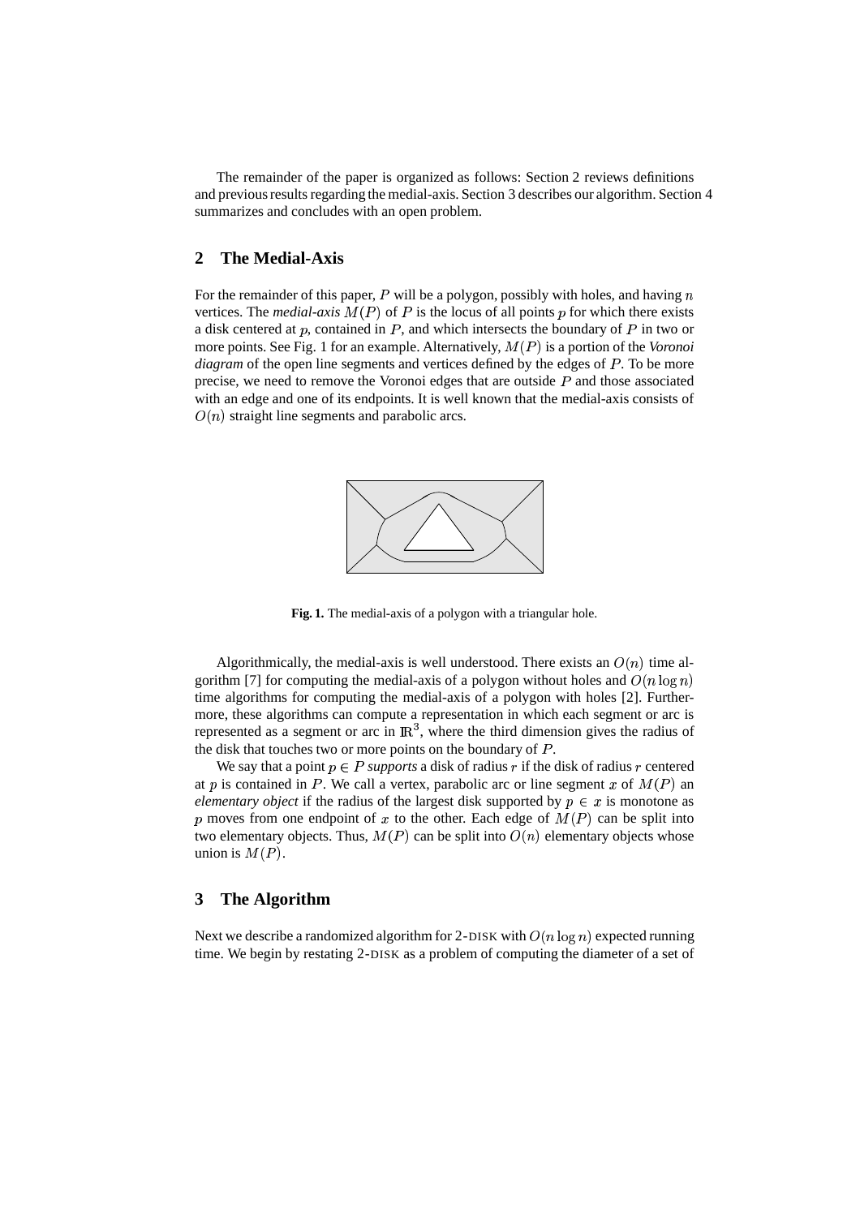The remainder of the paper is organized as follows: Section 2 reviews definitions and previous results regarding the medial-axis. Section 3 describes our algorithm. Section 4 summarizes and concludes with an open problem.

## 2 The Medial-Axis

For the remainder of this paper, $P$ will be a polygon, possibly with holes, and having $n$ vertices. The *medial-axis* $M(P)$ of $P$ is the locus of all points $p$ for which there exists a disk centered at $p$, contained in $P$, and which intersects the boundary of $P$ in two or more points. See Fig. 1 for an example. Alternatively, $M(P)$ is a portion of the *Voronoi diagram* of the open line segments and vertices defined by the edges of $P$. To be more precise, we need to remove the Voronoi edges that are outside $P$ and those associated with an edge and one of its endpoints. It is well known that the medial-axis consists of $O(n)$ straight line segments and parabolic arcs.

**Fig. 1.** The medial-axis of a polygon with a triangular hole.

Algorithmically, the medial-axis is well understood. There exists an $O(n)$ time algorithm [7] for computing the medial-axis of a polygon without holes and $O(n \log n)$ time algorithms for computing the medial-axis of a polygon with holes [2]. Furthermore, these algorithms can compute a representation in which each segment or arc is represented as a segment or arc in $\mathbb{R}^3$, where the third dimension gives the radius of the disk that touches two or more points on the boundary of $P$.

We say that a point $p \in P$ *supports* a disk of radius $r$ if the disk of radius $r$ centered at $p$ is contained in $P$. We call a vertex, parabolic arc or line segment $x$ of $M(P)$ an *elementary object* if the radius of the largest disk supported by $p \in x$ is monotone as $p$ moves from one endpoint of $x$ to the other. Each edge of $M(P)$ can be split into two elementary objects. Thus, $M(P)$ can be split into $O(n)$ elementary objects whose union is $M(P)$.

## 3 The Algorithm

Next we describe a randomized algorithm for 2-DISK with $O(n \log n)$ expected running time. We begin by restating 2-DISK as a problem of computing the diameter of a set of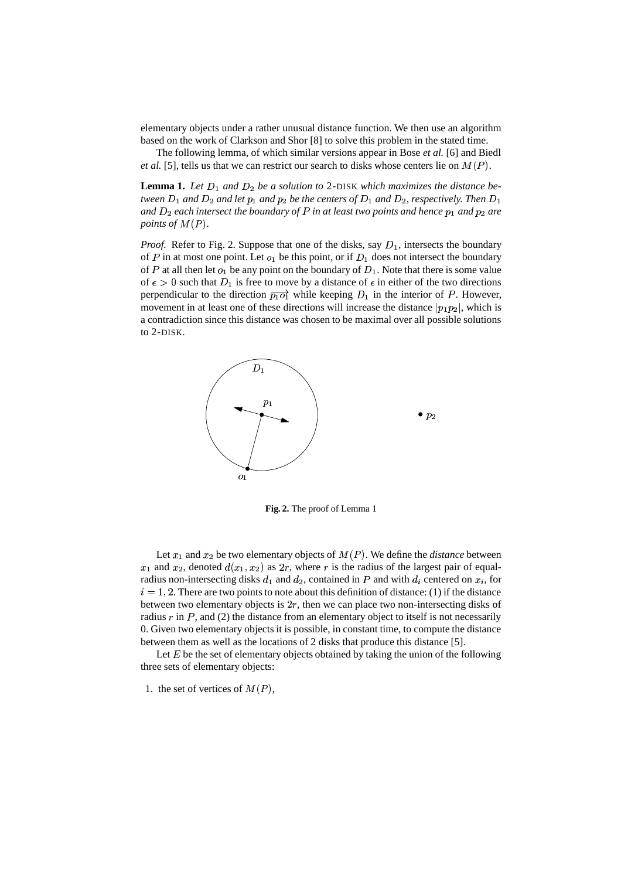elementary objects under a rather unusual distance function. We then use an algorithm based on the work of Clarkson and Shor [8] to solve this problem in the stated time.

The following lemma, of which similar versions appear in Bose *et al.* [6] and Biedl *et al.* [5], tells us that we can restrict our search to disks whose centers lie on $M(P)$.

**Lemma 1.** *Let $D_1$ and $D_2$ be a solution to* 2-DISK *which maximizes the distance between $D_1$ and $D_2$ and let $p_1$ and $p_2$ be the centers of $D_1$ and $D_2$, respectively. Then $D_1$ and $D_2$ each intersect the boundary of $P$ in at least two points and hence $p_1$ and $p_2$ are points of $M(P)$.*

*Proof.* Refer to Fig. 2. Suppose that one of the disks, say $D_1$, intersects the boundary of $P$ in at most one point. Let $o_1$ be this point, or if $D_1$ does not intersect the boundary of $P$ at all then let $o_1$ be any point on the boundary of $D_1$. Note that there is some value of $\epsilon > 0$ such that $D_1$ is free to move by a distance of $\epsilon$ in either of the two directions perpendicular to the direction $\overrightarrow{p_1 o_1}$ while keeping $D_1$ in the interior of $P$. However, movement in at least one of these directions will increase the distance $|p_1 p_2|$, which is a contradiction since this distance was chosen to be maximal over all possible solutions to 2-DISK.

**Fig. 2.** The proof of Lemma 1

Let $x_1$ and $x_2$ be two elementary objects of $M(P)$. We define the *distance* between $x_1$ and $x_2$, denoted $d(x_1, x_2)$ as $2r$, where $r$ is the radius of the largest pair of equal-radius non-intersecting disks $d_1$ and $d_2$, contained in $P$ and with $d_i$ centered on $x_i$, for $i = 1, 2$. There are two points to note about this definition of distance: (1) if the distance between two elementary objects is $2r$, then we can place two non-intersecting disks of radius $r$ in $P$, and (2) the distance from an elementary object to itself is not necessarily 0. Given two elementary objects it is possible, in constant time, to compute the distance between them as well as the locations of 2 disks that produce this distance [5].

Let $E$ be the set of elementary objects obtained by taking the union of the following three sets of elementary objects:

1. the set of vertices of $M(P)$,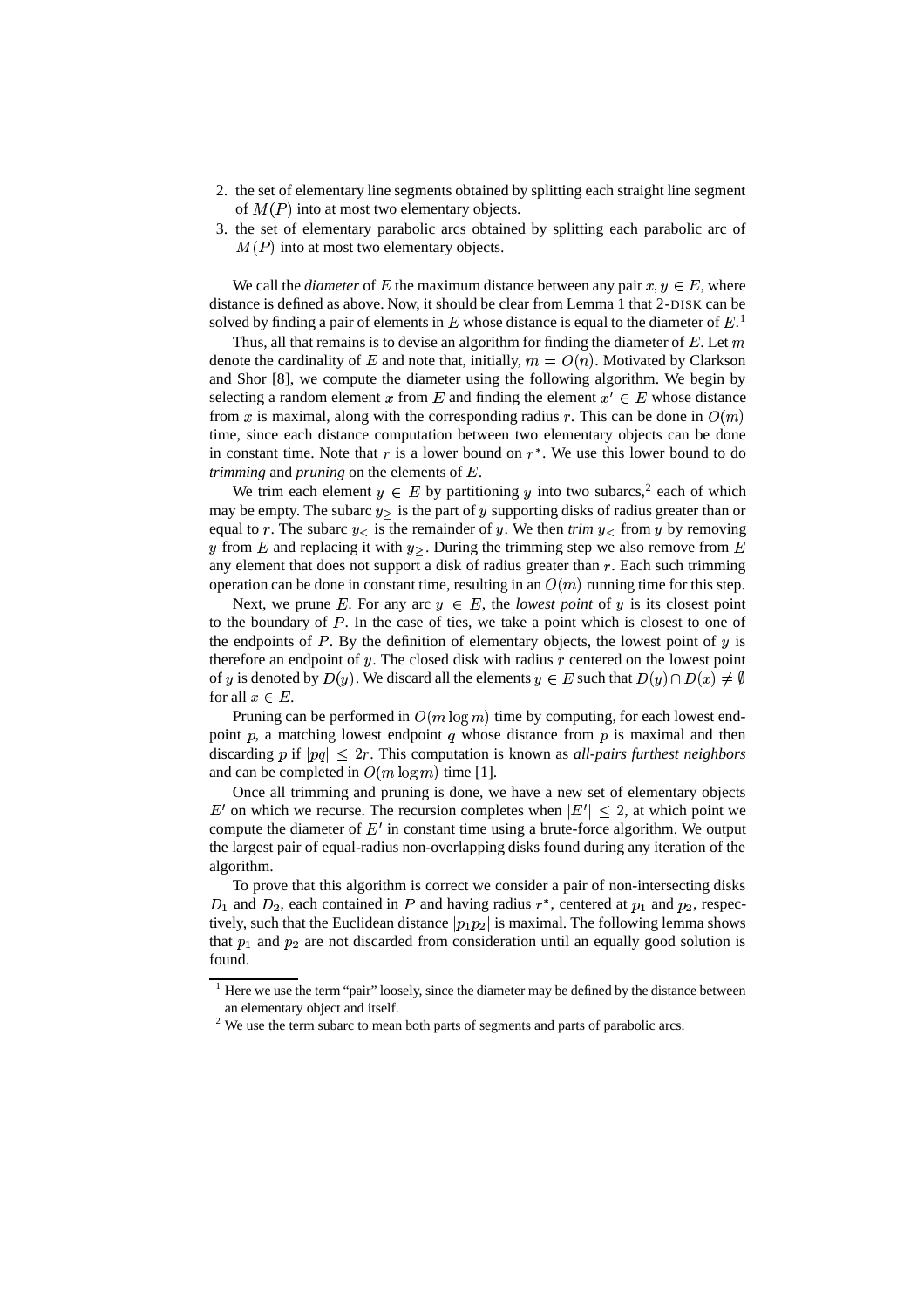2. the set of elementary line segments obtained by splitting each straight line segment of $M(P)$ into at most two elementary objects.
3. the set of elementary parabolic arcs obtained by splitting each parabolic arc of $M(P)$ into at most two elementary objects.

We call the *diameter* of $E$ the maximum distance between any pair $x, y \in E$, where distance is defined as above. Now, it should be clear from Lemma 1 that 2-DISK can be solved by finding a pair of elements in $E$ whose distance is equal to the diameter of $E$.[1]

Thus, all that remains is to devise an algorithm for finding the diameter of $E$. Let $m$ denote the cardinality of $E$ and note that, initially, $m = O(n)$. Motivated by Clarkson and Shor [8], we compute the diameter using the following algorithm. We begin by selecting a random element $x$ from $E$ and finding the element $x' \in E$ whose distance from $x$ is maximal, along with the corresponding radius $r$. This can be done in $O(m)$ time, since each distance computation between two elementary objects can be done in constant time. Note that $r$ is a lower bound on $r^*$. We use this lower bound to do *trimming* and *pruning* on the elements of $E$.

We trim each element $y \in E$ by partitioning $y$ into two subarcs,[2] each of which may be empty. The subarc $y_{\geq}$ is the part of $y$ supporting disks of radius greater than or equal to $r$. The subarc $y_{<}$ is the remainder of $y$. We then *trim* $y_{<}$ from $y$ by removing $y$ from $E$ and replacing it with $y_{\geq}$. During the trimming step we also remove from $E$ any element that does not support a disk of radius greater than $r$. Each such trimming operation can be done in constant time, resulting in an $O(m)$ running time for this step.

Next, we prune $E$. For any arc $y \in E$, the *lowest point* of $y$ is its closest point to the boundary of $P$. In the case of ties, we take a point which is closest to one of the endpoints of $P$. By the definition of elementary objects, the lowest point of $y$ is therefore an endpoint of $y$. The closed disk with radius $r$ centered on the lowest point of $y$ is denoted by $D(y)$. We discard all the elements $y \in E$ such that $D(y) \cap D(x) \neq \emptyset$ for all $x \in E$.

Pruning can be performed in $O(m \log m)$ time by computing, for each lowest endpoint $p$, a matching lowest endpoint $q$ whose distance from $p$ is maximal and then discarding $p$ if $|pq| \leq 2r$. This computation is known as *all-pairs furthest neighbors* and can be completed in $O(m \log m)$ time [1].

Once all trimming and pruning is done, we have a new set of elementary objects $E'$ on which we recurse. The recursion completes when $|E'| \leq 2$, at which point we compute the diameter of $E'$ in constant time using a brute-force algorithm. We output the largest pair of equal-radius non-overlapping disks found during any iteration of the algorithm.

To prove that this algorithm is correct we consider a pair of non-intersecting disks $D_1$ and $D_2$, each contained in $P$ and having radius $r^*$, centered at $p_1$ and $p_2$, respectively, such that the Euclidean distance $|p_1 p_2|$ is maximal. The following lemma shows that $p_1$ and $p_2$ are not discarded from consideration until an equally good solution is found.

---

[1] Here we use the term "pair" loosely, since the diameter may be defined by the distance between an elementary object and itself.

[2] We use the term subarc to mean both parts of segments and parts of parabolic arcs.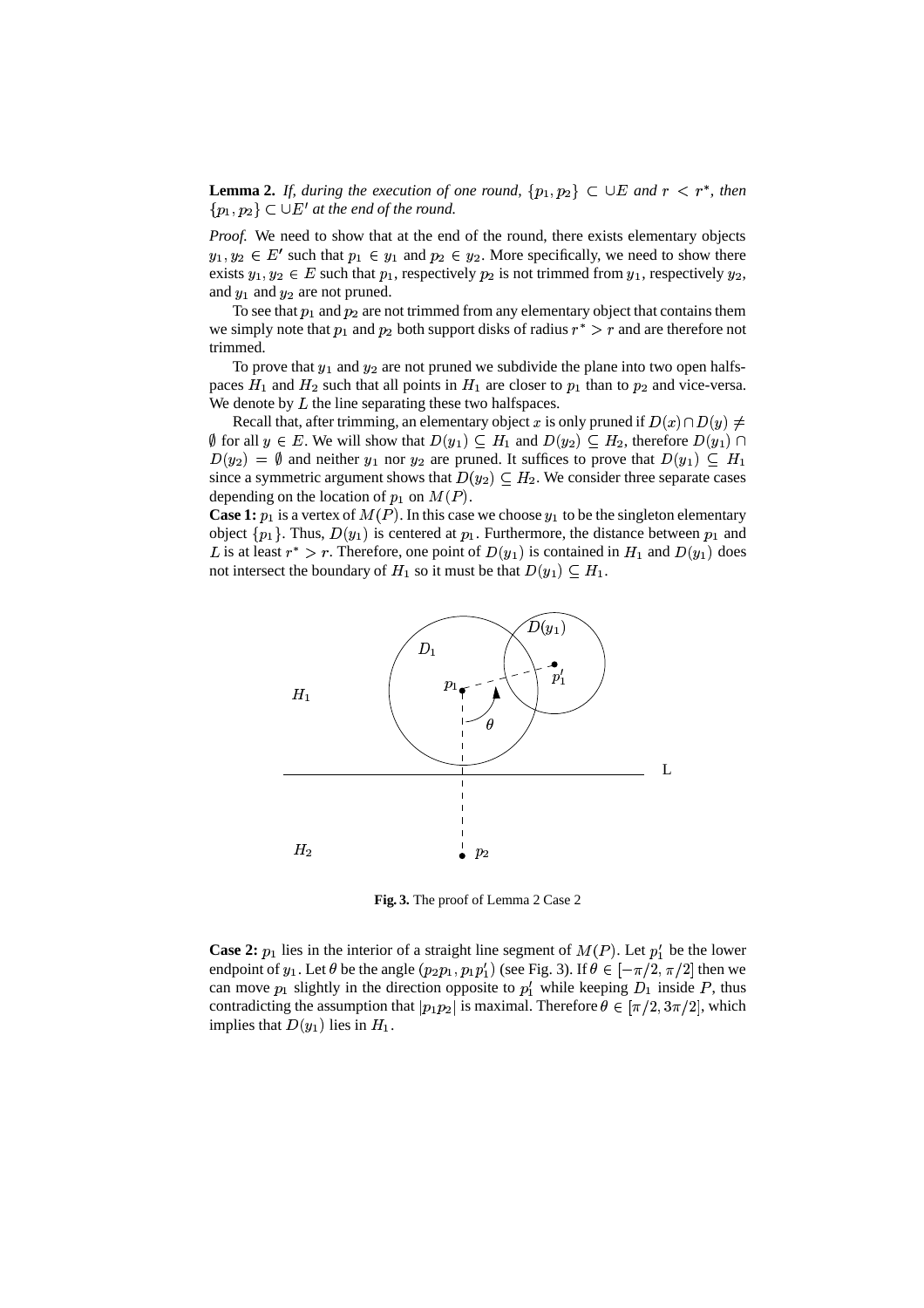**Lemma 2.** *If, during the execution of one round, $\{p_1, p_2\} \subset \cup E$ and $r < r^*$, then $\{p_1, p_2\} \subset \cup E'$ at the end of the round.*

*Proof.* We need to show that at the end of the round, there exists elementary objects $y_1, y_2 \in E'$ such that $p_1 \in y_1$ and $p_2 \in y_2$. More specifically, we need to show there exists $y_1, y_2 \in E$ such that $p_1$, respectively $p_2$ is not trimmed from $y_1$, respectively $y_2$, and $y_1$ and $y_2$ are not pruned.

To see that $p_1$ and $p_2$ are not trimmed from any elementary object that contains them we simply note that $p_1$ and $p_2$ both support disks of radius $r^* > r$ and are therefore not trimmed.

To prove that $y_1$ and $y_2$ are not pruned we subdivide the plane into two open halfspaces $H_1$ and $H_2$ such that all points in $H_1$ are closer to $p_1$ than to $p_2$ and vice-versa. We denote by $L$ the line separating these two halfspaces.

Recall that, after trimming, an elementary object $x$ is only pruned if $D(x) \cap D(y) \neq \emptyset$ for all $y \in E$. We will show that $D(y_1) \subseteq H_1$ and $D(y_2) \subseteq H_2$, therefore $D(y_1) \cap D(y_2) = \emptyset$ and neither $y_1$ nor $y_2$ are pruned. It suffices to prove that $D(y_1) \subseteq H_1$ since a symmetric argument shows that $D(y_2) \subseteq H_2$. We consider three separate cases depending on the location of $p_1$ on $M(P)$.

**Case 1:** $p_1$ is a vertex of $M(P)$. In this case we choose $y_1$ to be the singleton elementary object $\{p_1\}$. Thus, $D(y_1)$ is centered at $p_1$. Furthermore, the distance between $p_1$ and $L$ is at least $r^* > r$. Therefore, one point of $D(y_1)$ is contained in $H_1$ and $D(y_1)$ does not intersect the boundary of $H_1$ so it must be that $D(y_1) \subseteq H_1$.

**Fig. 3.** The proof of Lemma 2 Case 2

**Case 2:** $p_1$ lies in the interior of a straight line segment of $M(P)$. Let $p_1'$ be the lower endpoint of $y_1$. Let $\theta$ be the angle $(p_2p_1, p_1p_1')$ (see Fig. 3). If $\theta \in [-\pi/2, \pi/2]$ then we can move $p_1$ slightly in the direction opposite to $p_1'$ while keeping $D_1$ inside $P$, thus contradicting the assumption that $|p_1p_2|$ is maximal. Therefore $\theta \in [\pi/2, 3\pi/2]$, which implies that $D(y_1)$ lies in $H_1$.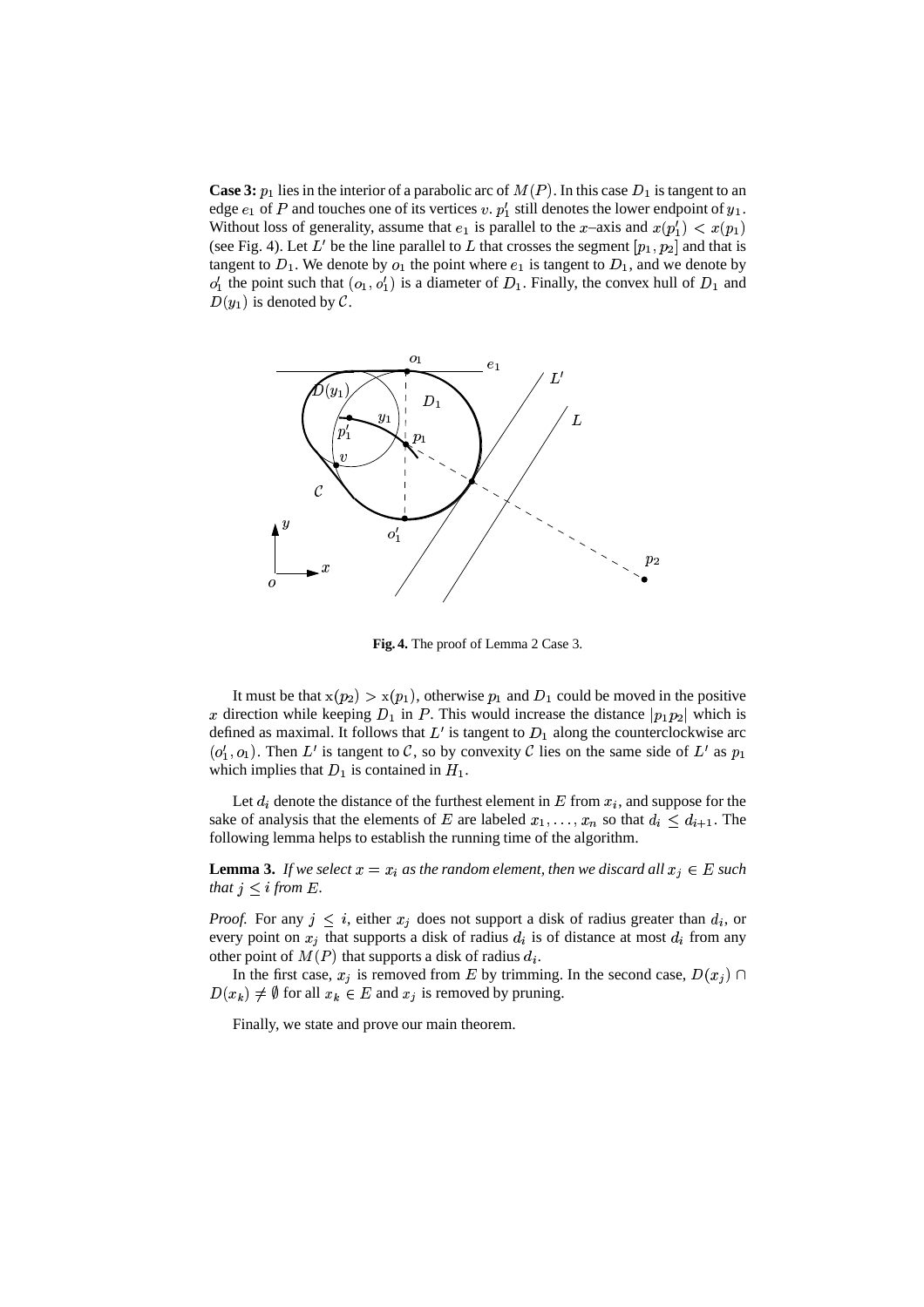**Case 3:** $p_1$ lies in the interior of a parabolic arc of $M(P)$. In this case $D_1$ is tangent to an edge $e_1$ of $P$ and touches one of its vertices $v$. $p'_1$ still denotes the lower endpoint of $y_1$. Without loss of generality, assume that $e_1$ is parallel to the $x$–axis and $x(p'_1) < x(p_1)$ (see Fig. 4). Let $L'$ be the line parallel to $L$ that crosses the segment $[p_1, p_2]$ and that is tangent to $D_1$. We denote by $o_1$ the point where $e_1$ is tangent to $D_1$, and we denote by $o'_1$ the point such that $(o_1, o'_1)$ is a diameter of $D_1$. Finally, the convex hull of $D_1$ and $D(y_1)$ is denoted by $\mathcal{C}$.

**Fig. 4.** The proof of Lemma 2 Case 3.

It must be that $x(p_2) > x(p_1)$, otherwise $p_1$ and $D_1$ could be moved in the positive $x$ direction while keeping $D_1$ in $P$. This would increase the distance $|p_1 p_2|$ which is defined as maximal. It follows that $L'$ is tangent to $D_1$ along the counterclockwise arc $(o'_1, o_1)$. Then $L'$ is tangent to $\mathcal{C}$, so by convexity $\mathcal{C}$ lies on the same side of $L'$ as $p_1$ which implies that $D_1$ is contained in $H_1$.

Let $d_i$ denote the distance of the furthest element in $E$ from $x_i$, and suppose for the sake of analysis that the elements of $E$ are labeled $x_1, \ldots, x_n$ so that $d_i \leq d_{i+1}$. The following lemma helps to establish the running time of the algorithm.

**Lemma 3.** *If we select $x = x_i$ as the random element, then we discard all $x_j \in E$ such that $j \leq i$ from $E$.*

*Proof.* For any $j \leq i$, either $x_j$ does not support a disk of radius greater than $d_i$, or every point on $x_j$ that supports a disk of radius $d_i$ is of distance at most $d_i$ from any other point of $M(P)$ that supports a disk of radius $d_i$.

In the first case, $x_j$ is removed from $E$ by trimming. In the second case, $D(x_j) \cap D(x_k) \neq \emptyset$ for all $x_k \in E$ and $x_j$ is removed by pruning.

Finally, we state and prove our main theorem.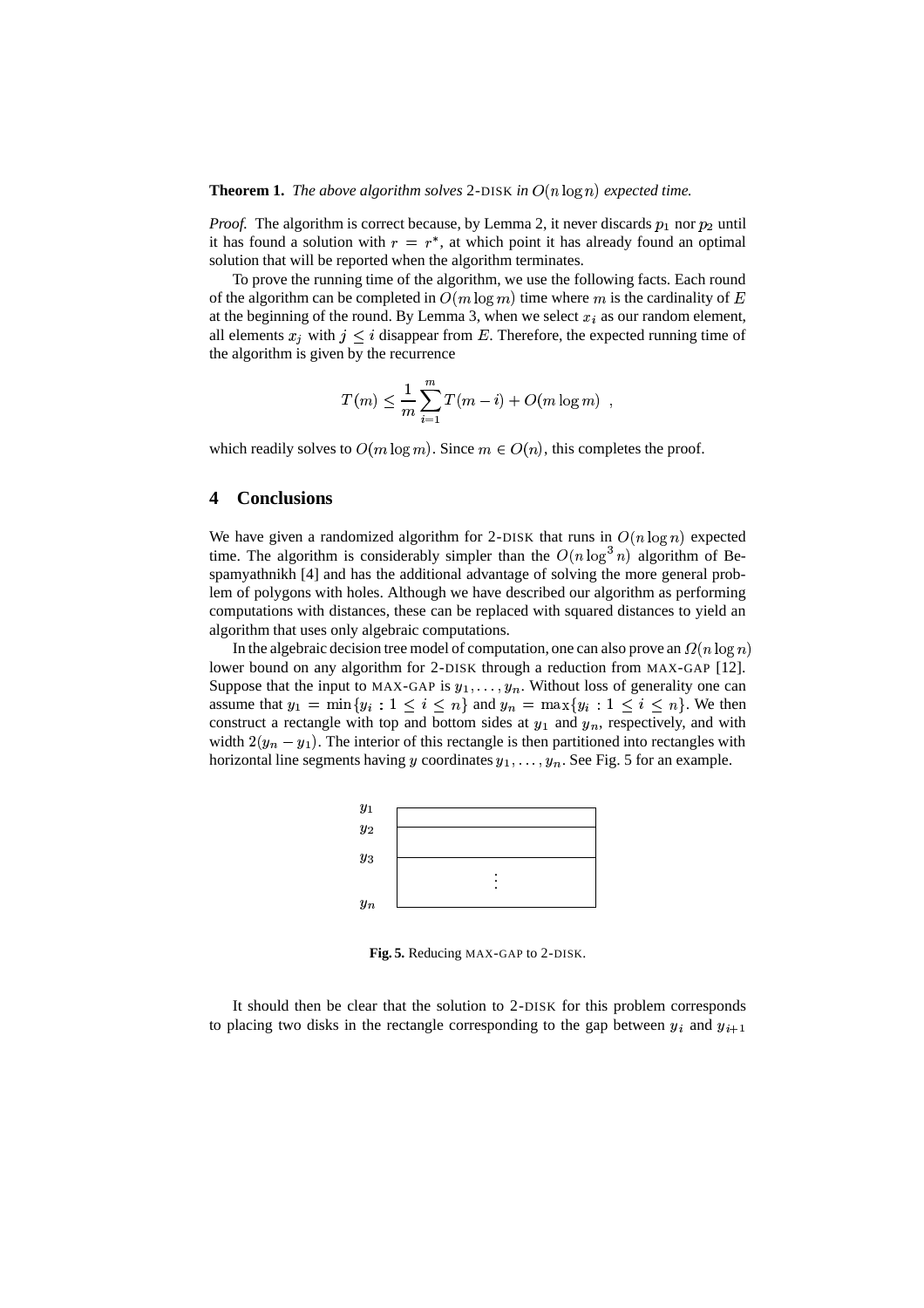**Theorem 1.** *The above algorithm solves* 2-DISK *in* $O(n \log n)$ *expected time.*

*Proof.* The algorithm is correct because, by Lemma 2, it never discards $p_1$ nor $p_2$ until it has found a solution with $r = r^*$, at which point it has already found an optimal solution that will be reported when the algorithm terminates.

To prove the running time of the algorithm, we use the following facts. Each round of the algorithm can be completed in $O(m \log m)$ time where $m$ is the cardinality of $E$ at the beginning of the round. By Lemma 3, when we select $x_i$ as our random element, all elements $x_j$ with $j \le i$ disappear from $E$. Therefore, the expected running time of the algorithm is given by the recurrence

$$T(m) \le \frac{1}{m} \sum_{i=1}^{m} T(m-i) + O(m \log m) \ ,$$

which readily solves to $O(m \log m)$. Since $m \in O(n)$, this completes the proof.

## 4 Conclusions

We have given a randomized algorithm for 2-DISK that runs in $O(n \log n)$ expected time. The algorithm is considerably simpler than the $O(n \log^3 n)$ algorithm of Bespamyathnikh [4] and has the additional advantage of solving the more general problem of polygons with holes. Although we have described our algorithm as performing computations with distances, these can be replaced with squared distances to yield an algorithm that uses only algebraic computations.

In the algebraic decision tree model of computation, one can also prove an $\Omega(n \log n)$ lower bound on any algorithm for 2-DISK through a reduction from MAX-GAP [12]. Suppose that the input to MAX-GAP is $y_1, \ldots, y_n$. Without loss of generality one can assume that $y_1 = \min\{y_i : 1 \le i \le n\}$ and $y_n = \max\{y_i : 1 \le i \le n\}$. We then construct a rectangle with top and bottom sides at $y_1$ and $y_n$, respectively, and with width $2(y_n - y_1)$. The interior of this rectangle is then partitioned into rectangles with horizontal line segments having $y$ coordinates $y_1, \ldots, y_n$. See Fig. 5 for an example.

**Fig. 5.** Reducing MAX-GAP to 2-DISK.

It should then be clear that the solution to 2-DISK for this problem corresponds to placing two disks in the rectangle corresponding to the gap between $y_i$ and $y_{i+1}$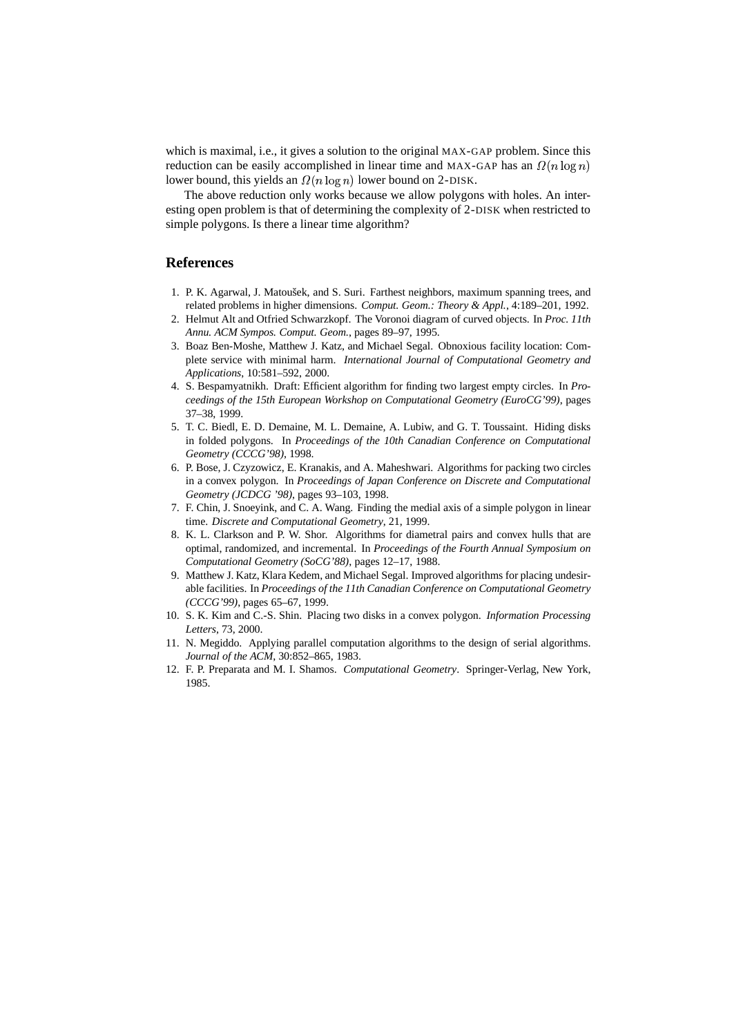which is maximal, i.e., it gives a solution to the original MAX-GAP problem. Since this reduction can be easily accomplished in linear time and MAX-GAP has an $\Omega(n \log n)$ lower bound, this yields an $\Omega(n \log n)$ lower bound on 2-DISK.

The above reduction only works because we allow polygons with holes. An interesting open problem is that of determining the complexity of 2-DISK when restricted to simple polygons. Is there a linear time algorithm?

## References

1. P. K. Agarwal, J. Matoušek, and S. Suri. Farthest neighbors, maximum spanning trees, and related problems in higher dimensions. *Comput. Geom.: Theory & Appl.*, 4:189–201, 1992.
2. Helmut Alt and Otfried Schwarzkopf. The Voronoi diagram of curved objects. In *Proc. 11th Annu. ACM Sympos. Comput. Geom.*, pages 89–97, 1995.
3. Boaz Ben-Moshe, Matthew J. Katz, and Michael Segal. Obnoxious facility location: Complete service with minimal harm. *International Journal of Computational Geometry and Applications*, 10:581–592, 2000.
4. S. Bespamyatnikh. Draft: Efficient algorithm for finding two largest empty circles. In *Proceedings of the 15th European Workshop on Computational Geometry (EuroCG'99)*, pages 37–38, 1999.
5. T. C. Biedl, E. D. Demaine, M. L. Demaine, A. Lubiw, and G. T. Toussaint. Hiding disks in folded polygons. In *Proceedings of the 10th Canadian Conference on Computational Geometry (CCCG'98)*, 1998.
6. P. Bose, J. Czyzowicz, E. Kranakis, and A. Maheshwari. Algorithms for packing two circles in a convex polygon. In *Proceedings of Japan Conference on Discrete and Computational Geometry (JCDCG '98)*, pages 93–103, 1998.
7. F. Chin, J. Snoeyink, and C. A. Wang. Finding the medial axis of a simple polygon in linear time. *Discrete and Computational Geometry*, 21, 1999.
8. K. L. Clarkson and P. W. Shor. Algorithms for diametral pairs and convex hulls that are optimal, randomized, and incremental. In *Proceedings of the Fourth Annual Symposium on Computational Geometry (SoCG'88)*, pages 12–17, 1988.
9. Matthew J. Katz, Klara Kedem, and Michael Segal. Improved algorithms for placing undesirable facilities. In *Proceedings of the 11th Canadian Conference on Computational Geometry (CCCG'99)*, pages 65–67, 1999.
10. S. K. Kim and C.-S. Shin. Placing two disks in a convex polygon. *Information Processing Letters*, 73, 2000.
11. N. Megiddo. Applying parallel computation algorithms to the design of serial algorithms. *Journal of the ACM*, 30:852–865, 1983.
12. F. P. Preparata and M. I. Shamos. *Computational Geometry*. Springer-Verlag, New York, 1985.